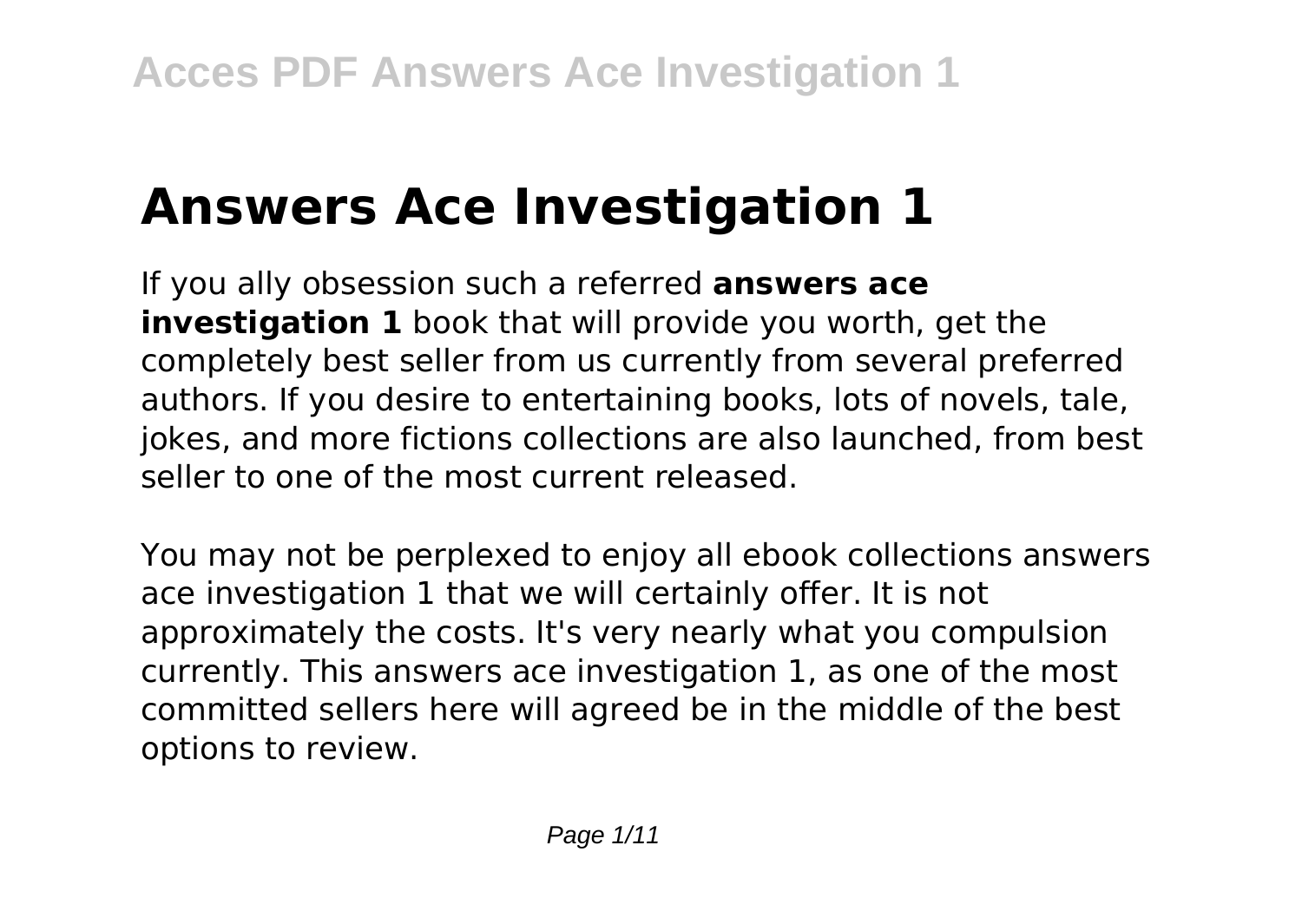# Answers Ace Investigation 1

If you ally obsession such a referred **answers ace investigation 1** book that will provide you worth, get the completely best seller from us currently from several preferred authors. If you desire to entertaining books, lots of novels, tale, jokes, and more fictions collections are also launched, from best seller to one of the most current released.

You may not be perplexed to enjoy all ebook collections answers ace investigation 1 that we will certainly offer. It is not approximately the costs. It's very nearly what you compulsion currently. This answers ace investigation 1, as one of the most committed sellers here will agreed be in the middle of the best options to review.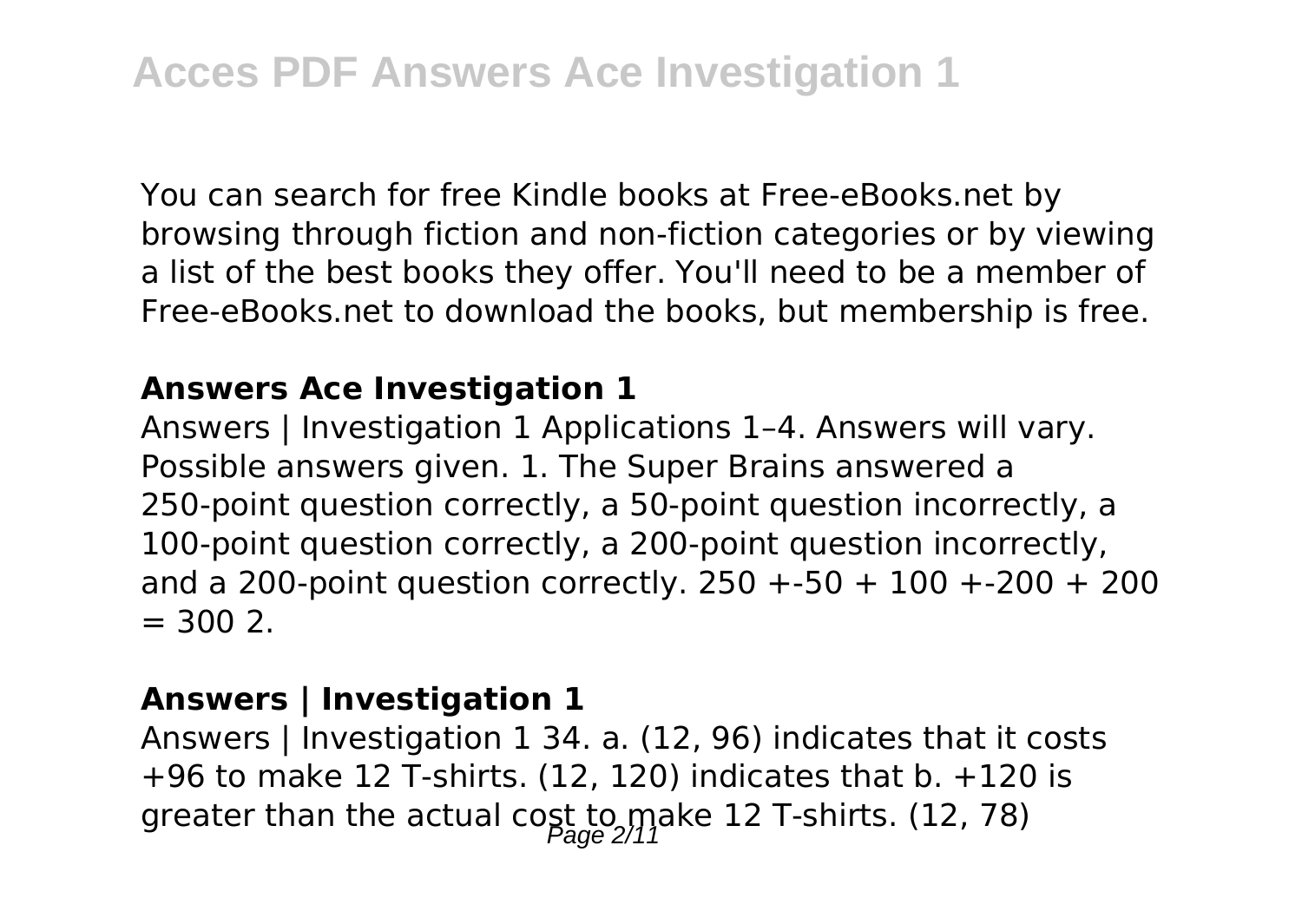You can search for free Kindle books at Free-eBooks.net by browsing through fiction and non-fiction categories or by viewing a list of the best books they offer. You'll need to be a member of Free-eBooks.net to download the books, but membership is free.

**Answers Ace Investigation 1**

Answers | Investigation 1 Applications 1–4. Answers will vary. Possible answers given. 1. The Super Brains answered a 250-point question correctly, a 50-point question incorrectly, a 100-point question correctly, a 200-point question incorrectly, and a 200-point question correctly. 250 +-50 + 100 +-200 + 200 = 300 2.

**Answers | Investigation 1**

Answers | Investigation 1 34. a. (12, 96) indicates that it costs +96 to make 12 T-shirts. (12, 120) indicates that b. +120 is greater than the actual cost to make 12 T-shirts. (12, 78)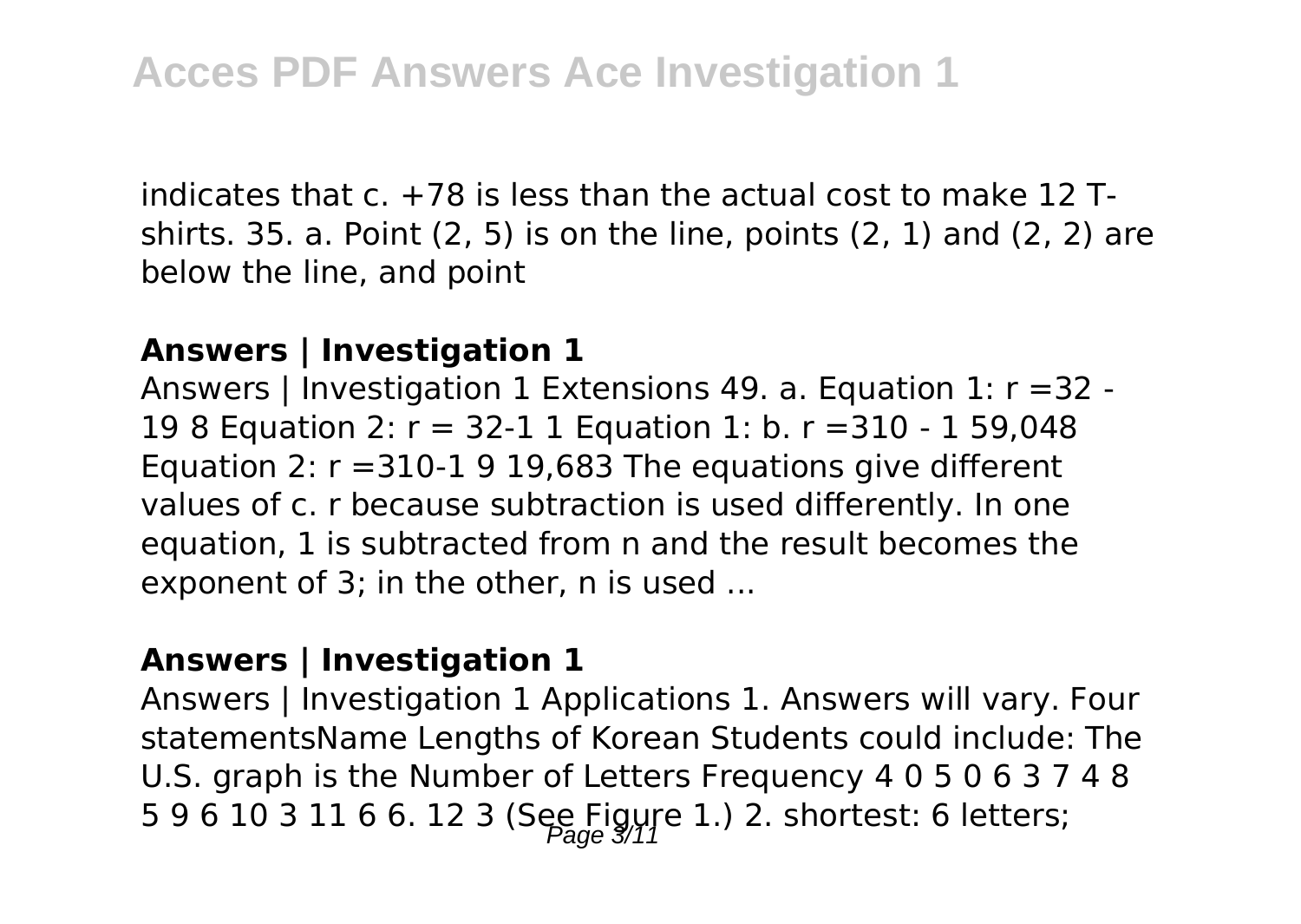indicates that c. +78 is less than the actual cost to make 12 T-shirts. 35. a. Point (2, 5) is on the line, points (2, 1) and (2, 2) are below the line, and point

**Answers | Investigation 1**

Answers | Investigation 1 Extensions 49. a. Equation 1: r =32 - 19 8 Equation 2: r = 32-1 1 Equation 1: b. r =310 - 1 59,048 Equation 2: r =310-1 9 19,683 The equations give different values of c. r because subtraction is used differently. In one equation, 1 is subtracted from n and the result becomes the exponent of 3; in the other, n is used ...

**Answers | Investigation 1**

Answers | Investigation 1 Applications 1. Answers will vary. Four statementsName Lengths of Korean Students could include: The U.S. graph is the Number of Letters Frequency 4 0 5 0 6 3 7 4 8 5 9 6 10 3 11 6 6. 12 3 (See Figure 1.) 2. shortest: 6 letters;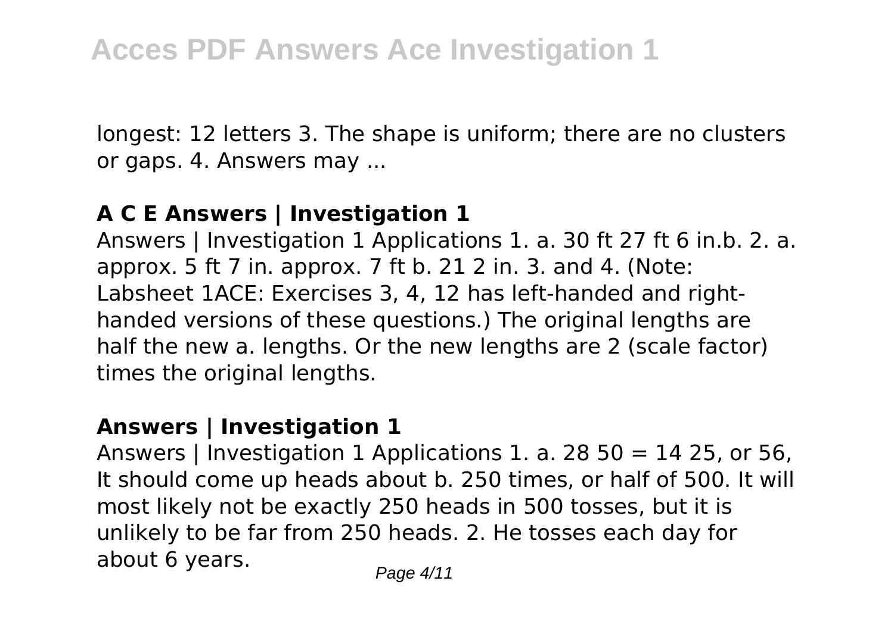longest: 12 letters 3. The shape is uniform; there are no clusters or gaps. 4. Answers may ...

### A C E Answers | Investigation 1

Answers | Investigation 1 Applications 1. a. 30 ft 27 ft 6 in.b. 2. a. approx. 5 ft 7 in. approx. 7 ft b. 21 2 in. 3. and 4. (Note: Labsheet 1ACE: Exercises 3, 4, 12 has left-handed and right-handed versions of these questions.) The original lengths are half the new a. lengths. Or the new lengths are 2 (scale factor) times the original lengths.

### Answers | Investigation 1

Answers | Investigation 1 Applications 1. a. 28 50 = 14 25, or 56, It should come up heads about b. 250 times, or half of 500. It will most likely not be exactly 250 heads in 500 tosses, but it is unlikely to be far from 250 heads. 2. He tosses each day for about 6 years.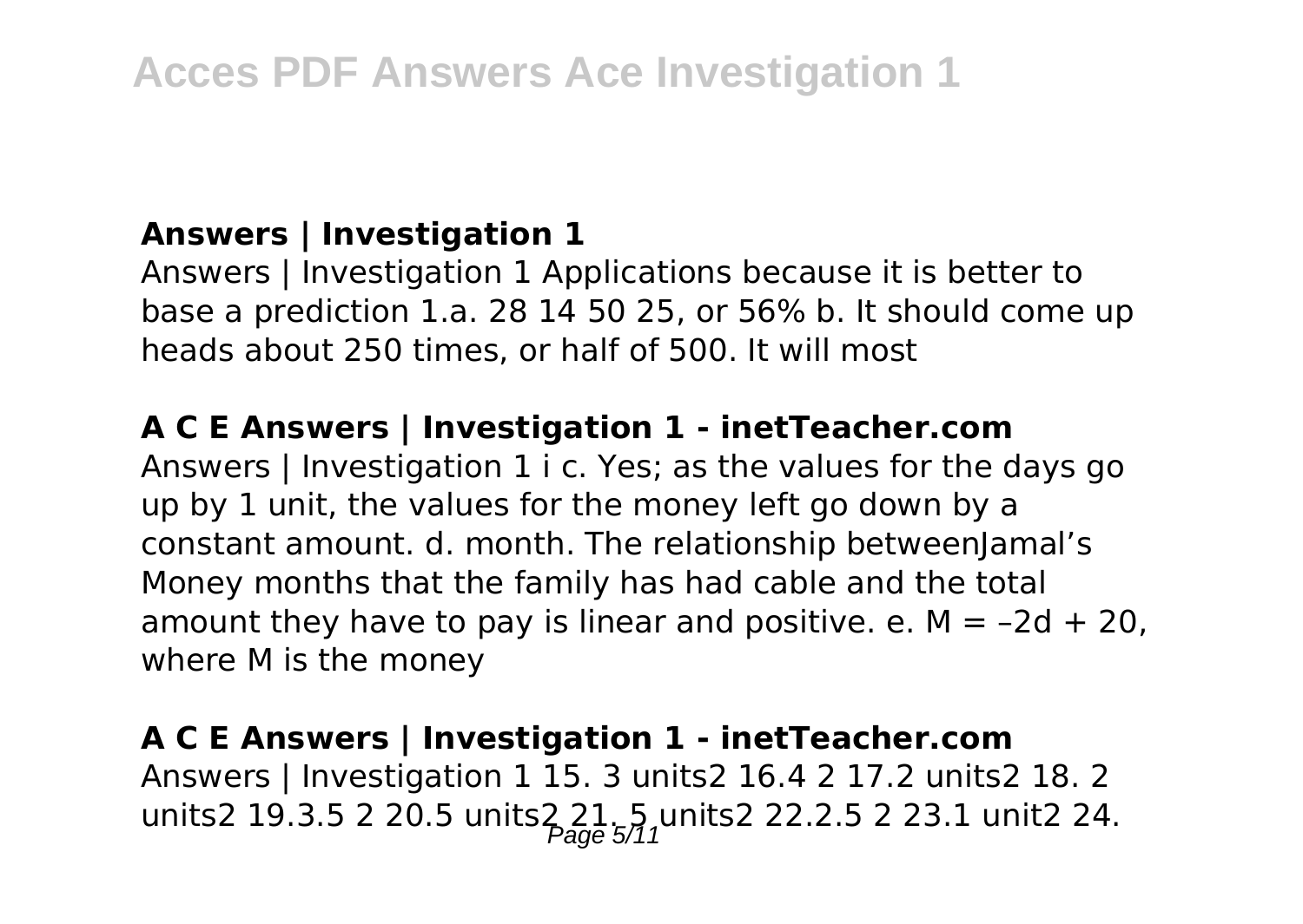### Answers | Investigation 1

Answers | Investigation 1 Applications because it is better to base a prediction 1.a. 28 14 50 25, or 56% b. It should come up heads about 250 times, or half of 500. It will most

### A C E Answers | Investigation 1 - inetTeacher.com

Answers | Investigation 1 i c. Yes; as the values for the days go up by 1 unit, the values for the money left go down by a constant amount. d. month. The relationship betweenJamal's Money months that the family has had cable and the total amount they have to pay is linear and positive. e. $M = –2d + 20$, where M is the money

### A C E Answers | Investigation 1 - inetTeacher.com

Answers | Investigation 1 15. 3 units2 16.4 2 17.2 units2 18. 2 units2 19.3.5 2 20.5 units2 21. 5 units2 22.2.5 2 23.1 unit2 24.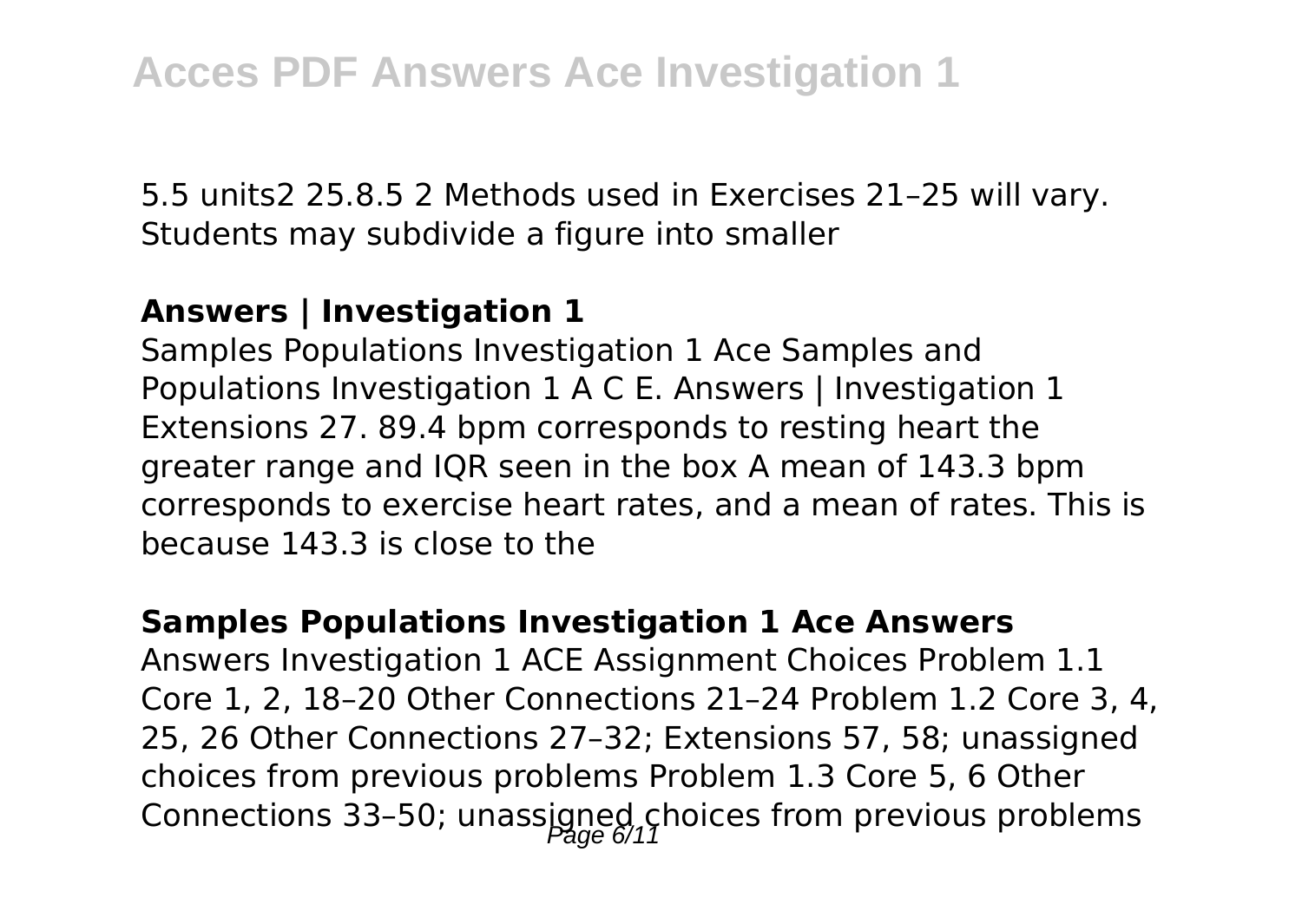5.5 units2 25.8.5 2 Methods used in Exercises 21–25 will vary. Students may subdivide a figure into smaller

### Answers | Investigation 1

Samples Populations Investigation 1 Ace Samples and Populations Investigation 1 A C E. Answers | Investigation 1 Extensions 27. 89.4 bpm corresponds to resting heart the greater range and IQR seen in the box A mean of 143.3 bpm corresponds to exercise heart rates, and a mean of rates. This is because 143.3 is close to the

### Samples Populations Investigation 1 Ace Answers

Answers Investigation 1 ACE Assignment Choices Problem 1.1 Core 1, 2, 18–20 Other Connections 21–24 Problem 1.2 Core 3, 4, 25, 26 Other Connections 27–32; Extensions 57, 58; unassigned choices from previous problems Problem 1.3 Core 5, 6 Other Connections 33–50; unassigned choices from previous problems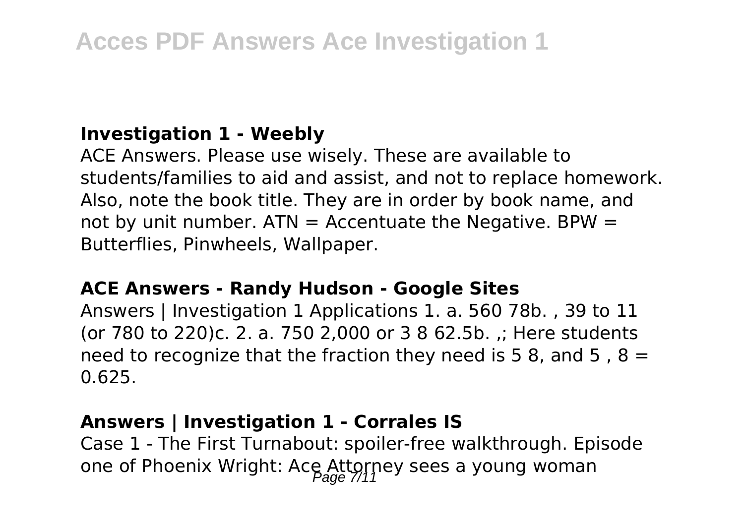### Investigation 1 - Weebly

ACE Answers. Please use wisely. These are available to students/families to aid and assist, and not to replace homework. Also, note the book title. They are in order by book name, and not by unit number. ATN = Accentuate the Negative. BPW = Butterflies, Pinwheels, Wallpaper.

### ACE Answers - Randy Hudson - Google Sites

Answers | Investigation 1 Applications 1. a. 560 78b. , 39 to 11 (or 780 to 220)c. 2. a. 750 2,000 or 3 8 62.5b. ,; Here students need to recognize that the fraction they need is 5 8, and 5 , 8 = 0.625.

### Answers | Investigation 1 - Corrales IS

Case 1 - The First Turnabout: spoiler-free walkthrough. Episode one of Phoenix Wright: Ace Attorney sees a young woman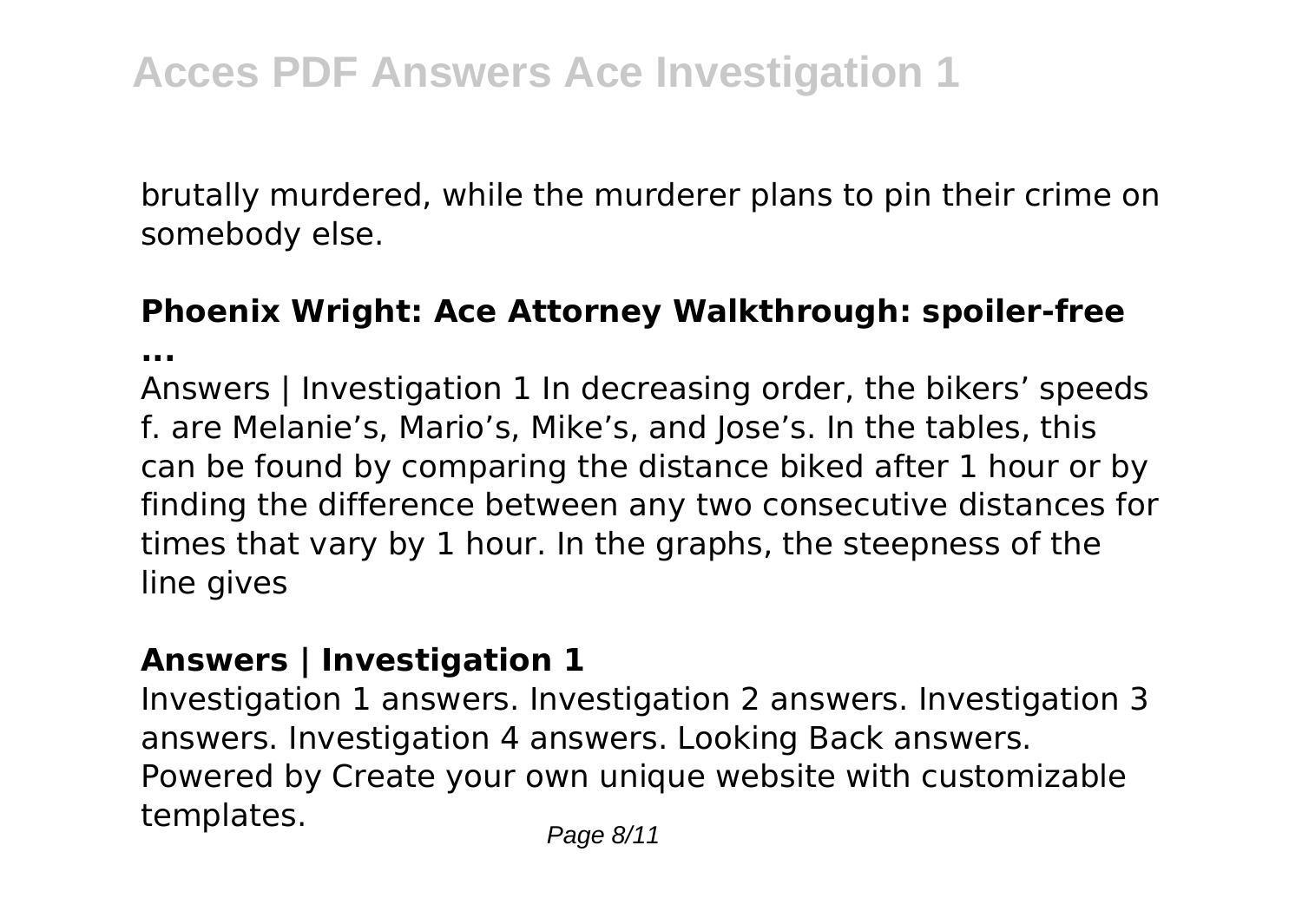brutally murdered, while the murderer plans to pin their crime on somebody else.

### **Phoenix Wright: Ace Attorney Walkthrough: spoiler-free ...**

Answers | Investigation 1 In decreasing order, the bikers' speeds f. are Melanie's, Mario's, Mike's, and Jose's. In the tables, this can be found by comparing the distance biked after 1 hour or by finding the difference between any two consecutive distances for times that vary by 1 hour. In the graphs, the steepness of the line gives

### **Answers | Investigation 1**

Investigation 1 answers. Investigation 2 answers. Investigation 3 answers. Investigation 4 answers. Looking Back answers. Powered by Create your own unique website with customizable templates.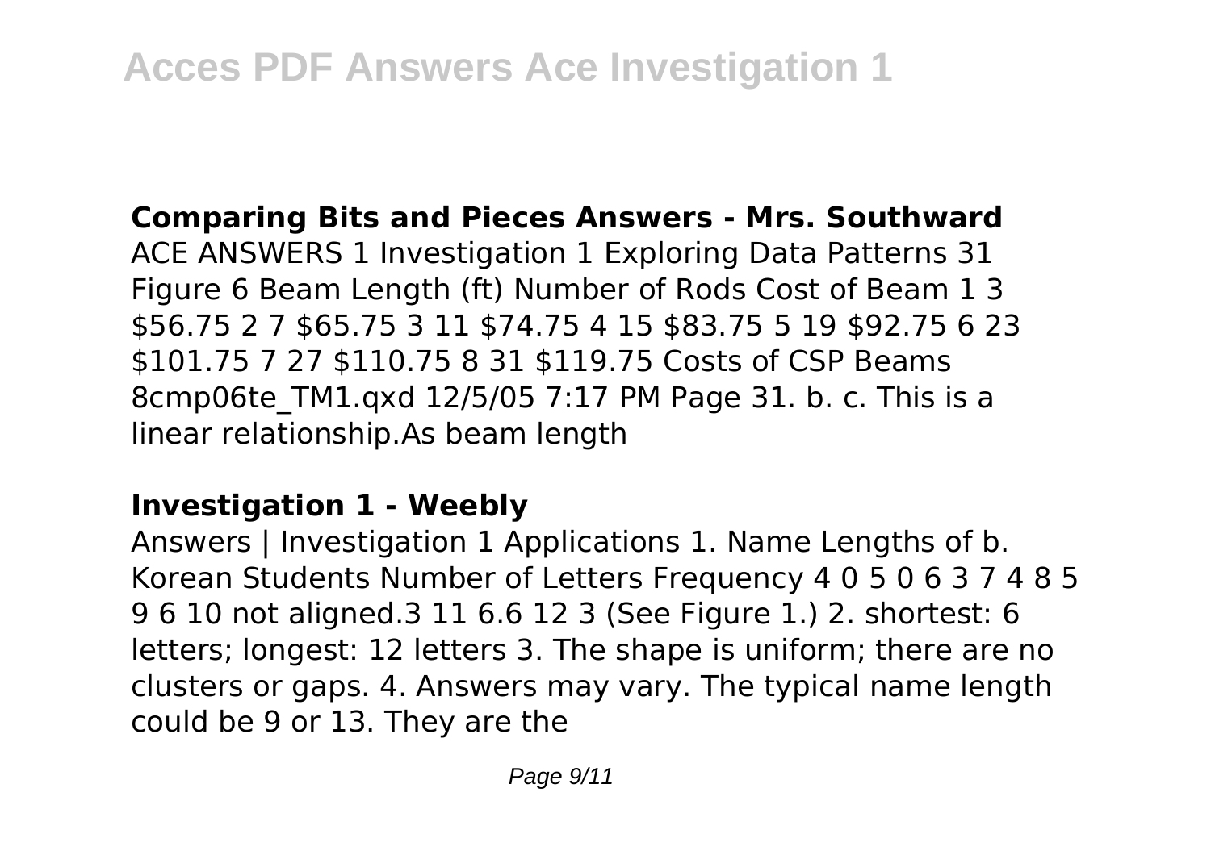**Comparing Bits and Pieces Answers - Mrs. Southward**

ACE ANSWERS 1 Investigation 1 Exploring Data Patterns 31 Figure 6 Beam Length (ft) Number of Rods Cost of Beam 1 3 $56.75 2 7 $65.75 3 11 $74.75 4 15 $83.75 5 19 $92.75 6 23 $101.75 7 27 $110.75 8 31 $119.75 Costs of CSP Beams 8cmp06te_TM1.qxd 12/5/05 7:17 PM Page 31. b. c. This is a linear relationship.As beam length

**Investigation 1 - Weebly**

Answers | Investigation 1 Applications 1. Name Lengths of b. Korean Students Number of Letters Frequency 4 0 5 0 6 3 7 4 8 5 9 6 10 not aligned.3 11 6.6 12 3 (See Figure 1.) 2. shortest: 6 letters; longest: 12 letters 3. The shape is uniform; there are no clusters or gaps. 4. Answers may vary. The typical name length could be 9 or 13. They are the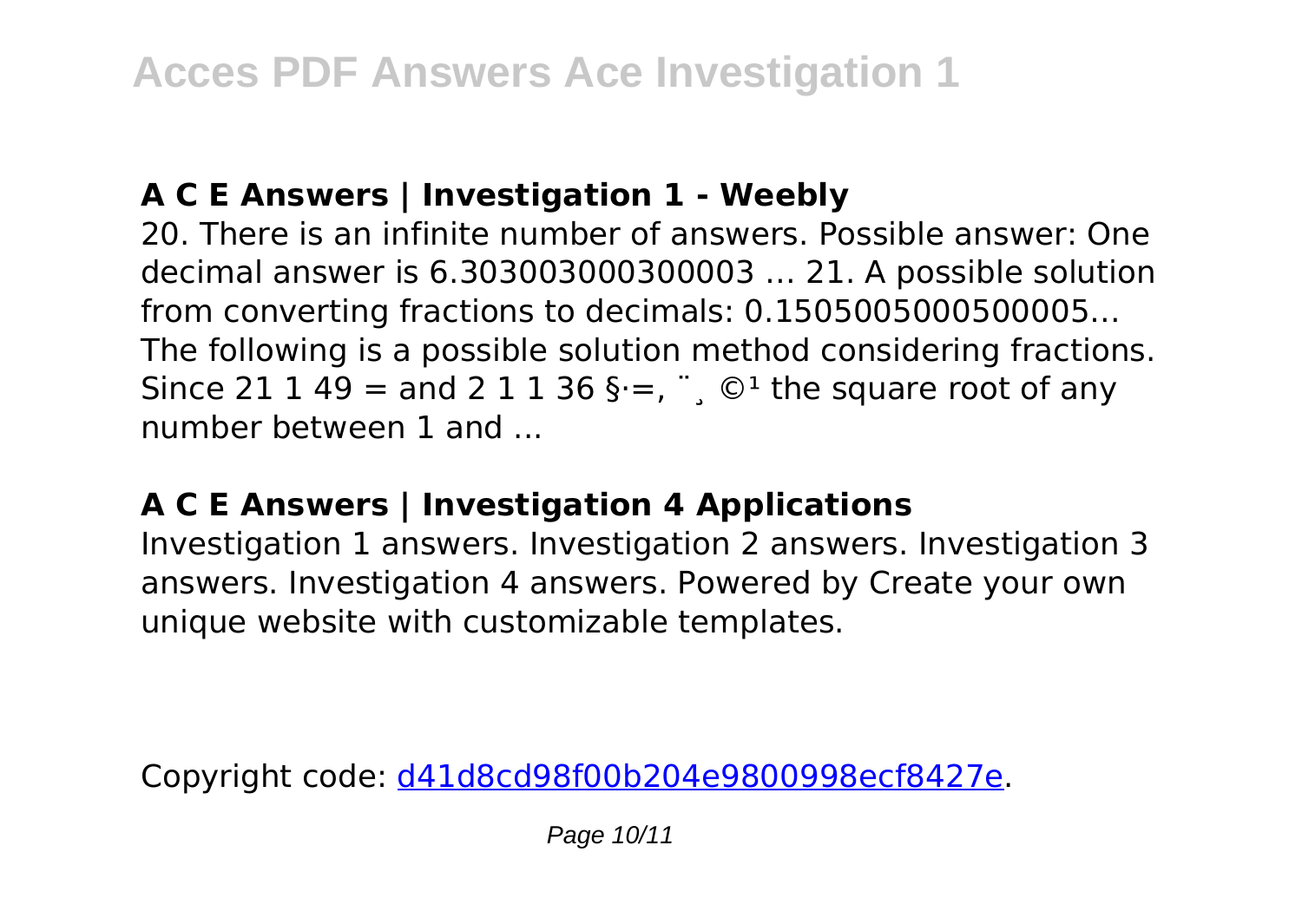### A C E Answers | Investigation 1 - Weebly

20. There is an infinite number of answers. Possible answer: One decimal answer is 6.303003000300003 … 21. A possible solution from converting fractions to decimals: 0.1505005000500005... The following is a possible solution method considering fractions. Since 21 1 49 = and 2 1 1 36 §·=, ¨¸ ©¹ the square root of any number between 1 and ...

### A C E Answers | Investigation 4 Applications

Investigation 1 answers. Investigation 2 answers. Investigation 3 answers. Investigation 4 answers. Powered by Create your own unique website with customizable templates.

Copyright code: [d41d8cd98f00b204e9800998ecf8427e](d41d8cd98f00b204e9800998ecf8427e).